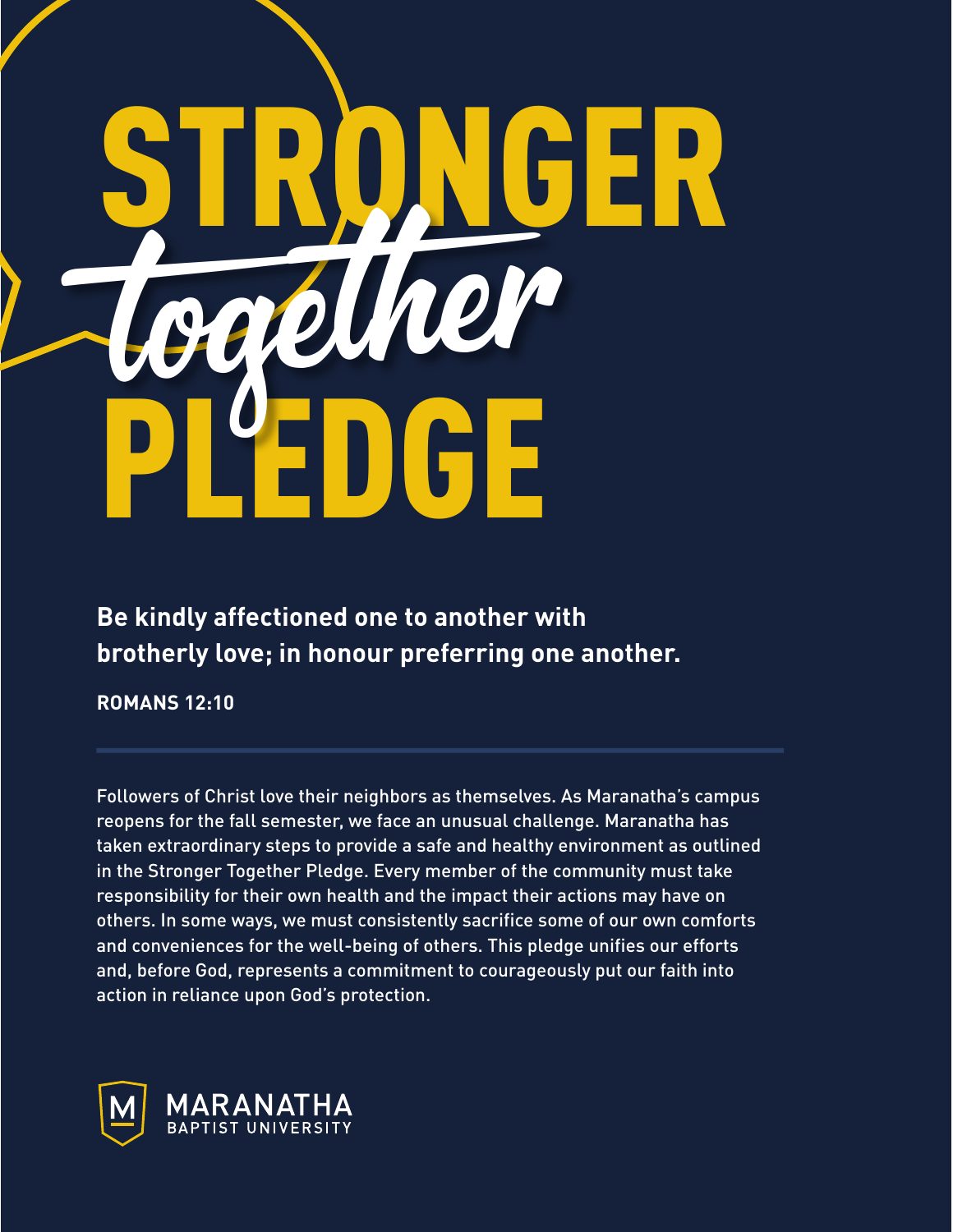# STRONGER *together* PLEDGE

**Be kindly affectioned one to another with brotherly love; in honour preferring one another.**

**ROMANS 12:10**

---

Followers of Christ love their neighbors as themselves. As Maranatha's campus reopens for the fall semester, we face an unusual challenge. Maranatha has taken extraordinary steps to provide a safe and healthy environment as outlined in the Stronger Together Pledge. Every member of the community must take responsibility for their own health and the impact their actions may have on others. In some ways, we must consistently sacrifice some of our own comforts and conveniences for the well-being of others. This pledge unifies our efforts and, before God, represents a commitment to courageously put our faith into action in reliance upon God's protection.

MARANATHA BAPTIST UNIVERSITY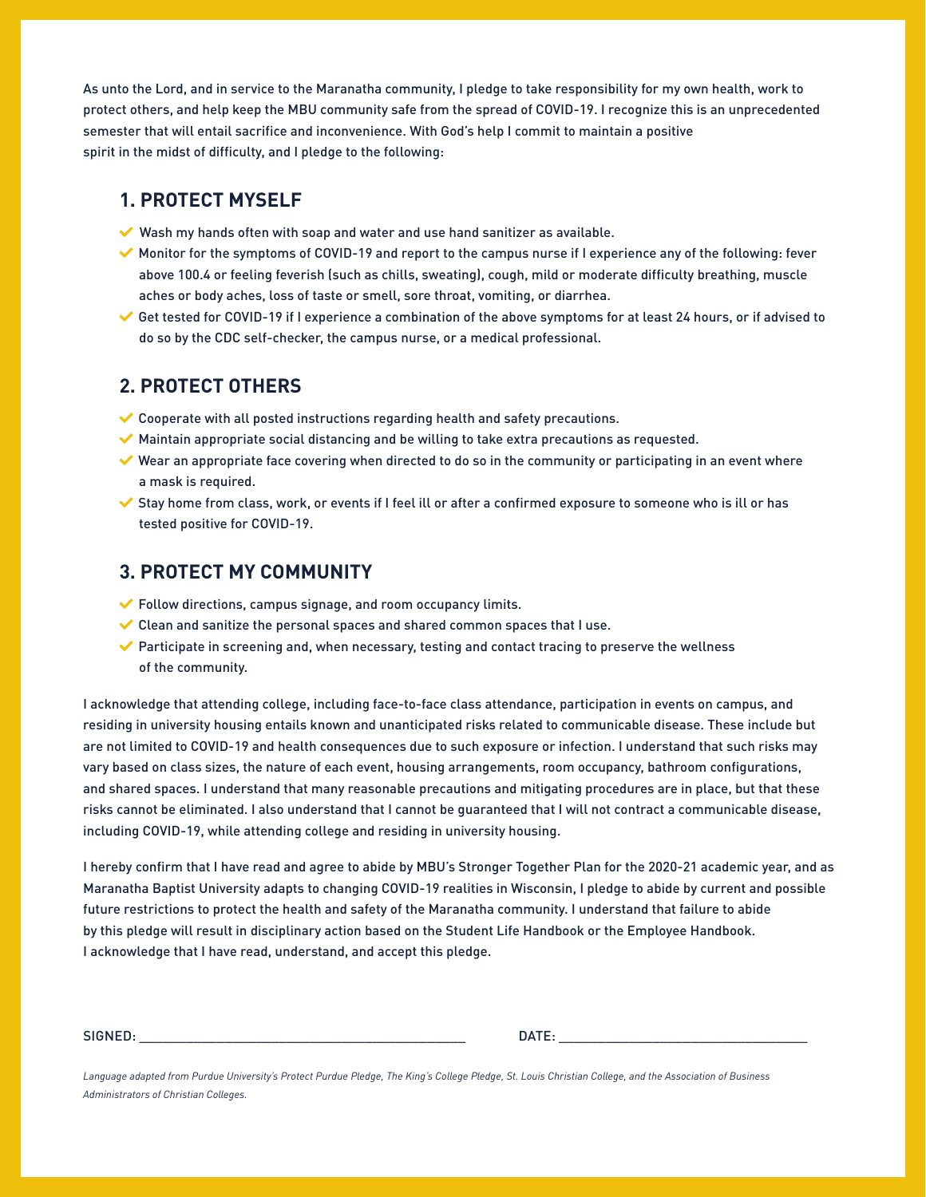As unto the Lord, and in service to the Maranatha community, I pledge to take responsibility for my own health, work to protect others, and help keep the MBU community safe from the spread of COVID-19. I recognize this is an unprecedented semester that will entail sacrifice and inconvenience. With God's help I commit to maintain a positive spirit in the midst of difficulty, and I pledge to the following:

## 1. PROTECT MYSELF

- ✔ Wash my hands often with soap and water and use hand sanitizer as available.
- ✔ Monitor for the symptoms of COVID-19 and report to the campus nurse if I experience any of the following: fever above 100.4 or feeling feverish (such as chills, sweating), cough, mild or moderate difficulty breathing, muscle aches or body aches, loss of taste or smell, sore throat, vomiting, or diarrhea.
- ✔ Get tested for COVID-19 if I experience a combination of the above symptoms for at least 24 hours, or if advised to do so by the CDC self-checker, the campus nurse, or a medical professional.

## 2. PROTECT OTHERS

- ✔ Cooperate with all posted instructions regarding health and safety precautions.
- ✔ Maintain appropriate social distancing and be willing to take extra precautions as requested.
- ✔ Wear an appropriate face covering when directed to do so in the community or participating in an event where a mask is required.
- ✔ Stay home from class, work, or events if I feel ill or after a confirmed exposure to someone who is ill or has tested positive for COVID-19.

## 3. PROTECT MY COMMUNITY

- ✔ Follow directions, campus signage, and room occupancy limits.
- ✔ Clean and sanitize the personal spaces and shared common spaces that I use.
- ✔ Participate in screening and, when necessary, testing and contact tracing to preserve the wellness of the community.

I acknowledge that attending college, including face-to-face class attendance, participation in events on campus, and residing in university housing entails known and unanticipated risks related to communicable disease. These include but are not limited to COVID-19 and health consequences due to such exposure or infection. I understand that such risks may vary based on class sizes, the nature of each event, housing arrangements, room occupancy, bathroom configurations, and shared spaces. I understand that many reasonable precautions and mitigating procedures are in place, but that these risks cannot be eliminated. I also understand that I cannot be guaranteed that I will not contract a communicable disease, including COVID-19, while attending college and residing in university housing.

I hereby confirm that I have read and agree to abide by MBU's Stronger Together Plan for the 2020-21 academic year, and as Maranatha Baptist University adapts to changing COVID-19 realities in Wisconsin, I pledge to abide by current and possible future restrictions to protect the health and safety of the Maranatha community. I understand that failure to abide by this pledge will result in disciplinary action based on the Student Life Handbook or the Employee Handbook. I acknowledge that I have read, understand, and accept this pledge.

SIGNED: ______________________________ DATE: ______________________

*Language adapted from Purdue University's Protect Purdue Pledge, The King's College Pledge, St. Louis Christian College, and the Association of Business Administrators of Christian Colleges.*